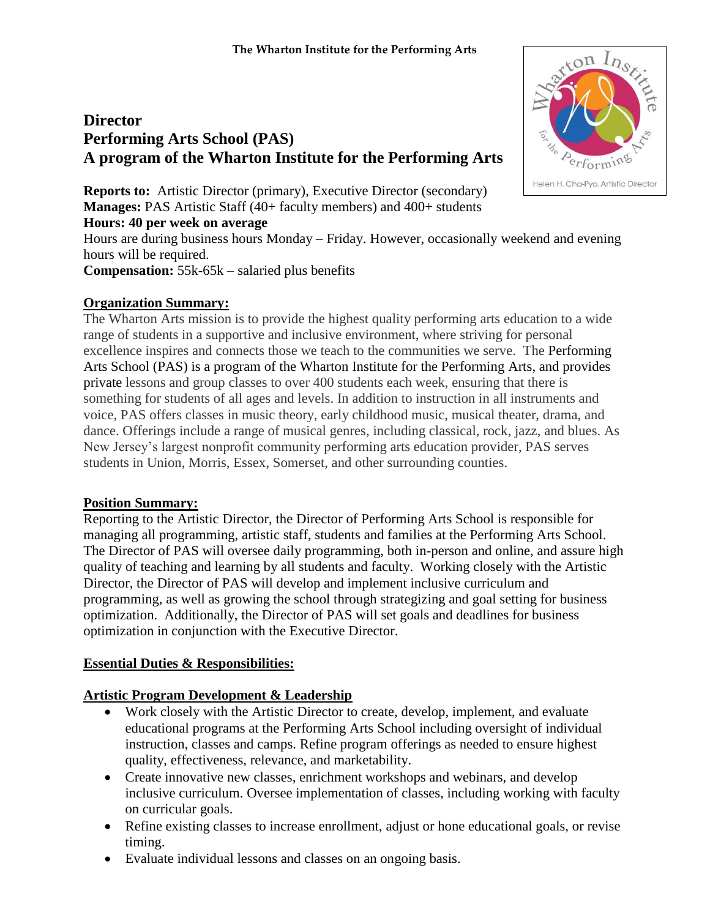**The Wharton Institute for the Performing Arts**

# Director
# Performing Arts School (PAS)
# A program of the Wharton Institute for the Performing Arts

**Reports to:** Artistic Director (primary), Executive Director (secondary)
**Manages:** PAS Artistic Staff (40+ faculty members) and 400+ students
**Hours: 40 per week on average**
Hours are during business hours Monday – Friday. However, occasionally weekend and evening hours will be required.
**Compensation:** 55k-65k – salaried plus benefits

## Organization Summary:

The Wharton Arts mission is to provide the highest quality performing arts education to a wide range of students in a supportive and inclusive environment, where striving for personal excellence inspires and connects those we teach to the communities we serve. The Performing Arts School (PAS) is a program of the Wharton Institute for the Performing Arts, and provides private lessons and group classes to over 400 students each week, ensuring that there is something for students of all ages and levels. In addition to instruction in all instruments and voice, PAS offers classes in music theory, early childhood music, musical theater, drama, and dance. Offerings include a range of musical genres, including classical, rock, jazz, and blues. As New Jersey's largest nonprofit community performing arts education provider, PAS serves students in Union, Morris, Essex, Somerset, and other surrounding counties.

## Position Summary:

Reporting to the Artistic Director, the Director of Performing Arts School is responsible for managing all programming, artistic staff, students and families at the Performing Arts School. The Director of PAS will oversee daily programming, both in-person and online, and assure high quality of teaching and learning by all students and faculty. Working closely with the Artistic Director, the Director of PAS will develop and implement inclusive curriculum and programming, as well as growing the school through strategizing and goal setting for business optimization. Additionally, the Director of PAS will set goals and deadlines for business optimization in conjunction with the Executive Director.

## Essential Duties & Responsibilities:

### Artistic Program Development & Leadership

- Work closely with the Artistic Director to create, develop, implement, and evaluate educational programs at the Performing Arts School including oversight of individual instruction, classes and camps. Refine program offerings as needed to ensure highest quality, effectiveness, relevance, and marketability.
- Create innovative new classes, enrichment workshops and webinars, and develop inclusive curriculum. Oversee implementation of classes, including working with faculty on curricular goals.
- Refine existing classes to increase enrollment, adjust or hone educational goals, or revise timing.
- Evaluate individual lessons and classes on an ongoing basis.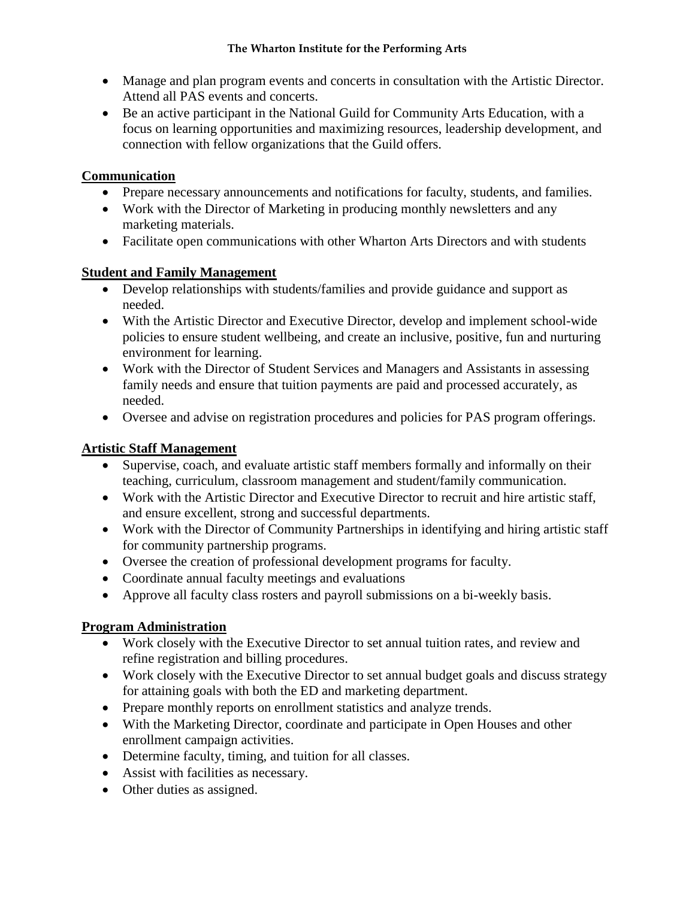- Manage and plan program events and concerts in consultation with the Artistic Director. Attend all PAS events and concerts.
- Be an active participant in the National Guild for Community Arts Education, with a focus on learning opportunities and maximizing resources, leadership development, and connection with fellow organizations that the Guild offers.

## Communication

- Prepare necessary announcements and notifications for faculty, students, and families.
- Work with the Director of Marketing in producing monthly newsletters and any marketing materials.
- Facilitate open communications with other Wharton Arts Directors and with students

## Student and Family Management

- Develop relationships with students/families and provide guidance and support as needed.
- With the Artistic Director and Executive Director, develop and implement school-wide policies to ensure student wellbeing, and create an inclusive, positive, fun and nurturing environment for learning.
- Work with the Director of Student Services and Managers and Assistants in assessing family needs and ensure that tuition payments are paid and processed accurately, as needed.
- Oversee and advise on registration procedures and policies for PAS program offerings.

## Artistic Staff Management

- Supervise, coach, and evaluate artistic staff members formally and informally on their teaching, curriculum, classroom management and student/family communication.
- Work with the Artistic Director and Executive Director to recruit and hire artistic staff, and ensure excellent, strong and successful departments.
- Work with the Director of Community Partnerships in identifying and hiring artistic staff for community partnership programs.
- Oversee the creation of professional development programs for faculty.
- Coordinate annual faculty meetings and evaluations
- Approve all faculty class rosters and payroll submissions on a bi-weekly basis.

## Program Administration

- Work closely with the Executive Director to set annual tuition rates, and review and refine registration and billing procedures.
- Work closely with the Executive Director to set annual budget goals and discuss strategy for attaining goals with both the ED and marketing department.
- Prepare monthly reports on enrollment statistics and analyze trends.
- With the Marketing Director, coordinate and participate in Open Houses and other enrollment campaign activities.
- Determine faculty, timing, and tuition for all classes.
- Assist with facilities as necessary.
- Other duties as assigned.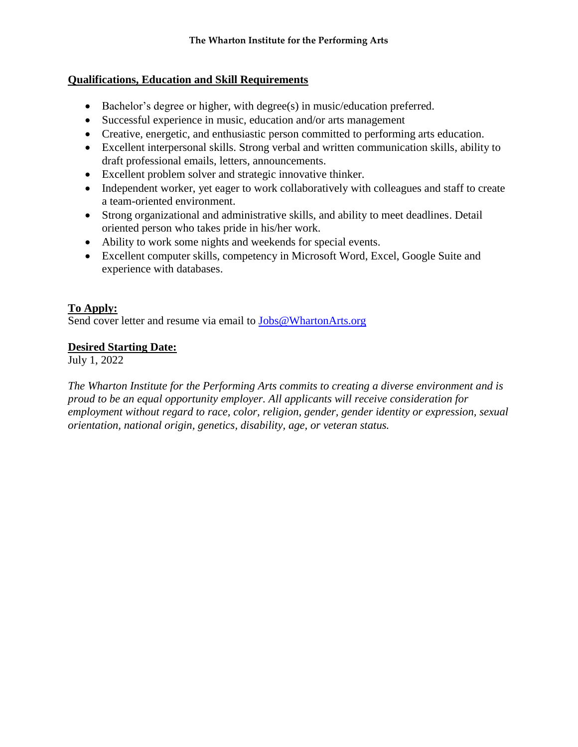## Qualifications, Education and Skill Requirements

- Bachelor's degree or higher, with degree(s) in music/education preferred.
- Successful experience in music, education and/or arts management
- Creative, energetic, and enthusiastic person committed to performing arts education.
- Excellent interpersonal skills. Strong verbal and written communication skills, ability to draft professional emails, letters, announcements.
- Excellent problem solver and strategic innovative thinker.
- Independent worker, yet eager to work collaboratively with colleagues and staff to create a team-oriented environment.
- Strong organizational and administrative skills, and ability to meet deadlines. Detail oriented person who takes pride in his/her work.
- Ability to work some nights and weekends for special events.
- Excellent computer skills, competency in Microsoft Word, Excel, Google Suite and experience with databases.

## To Apply:

Send cover letter and resume via email to Jobs@WhartonArts.org

## Desired Starting Date:

July 1, 2022

*The Wharton Institute for the Performing Arts commits to creating a diverse environment and is proud to be an equal opportunity employer. All applicants will receive consideration for employment without regard to race, color, religion, gender, gender identity or expression, sexual orientation, national origin, genetics, disability, age, or veteran status.*